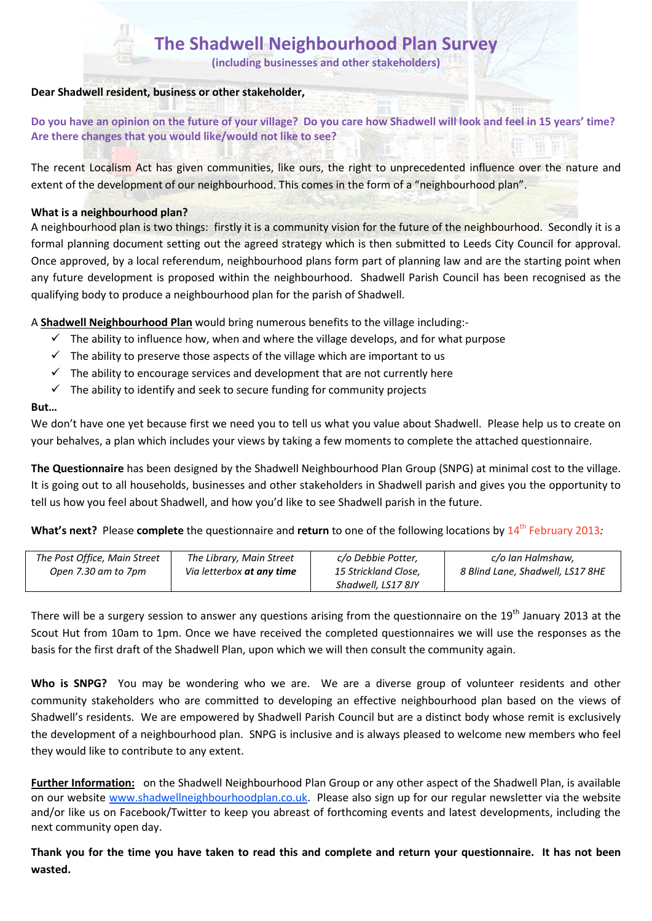# The Shadwell Neighbourhood Plan Survey

**(including businesses and other stakeholders)**

**Dear Shadwell resident, business or other stakeholder,**

**Do you have an opinion on the future of your village? Do you care how Shadwell will look and feel in 15 years' time? Are there changes that you would like/would not like to see?**

The recent Localism Act has given communities, like ours, the right to unprecedented influence over the nature and extent of the development of our neighbourhood. This comes in the form of a "neighbourhood plan".

**What is a neighbourhood plan?**

A neighbourhood plan is two things: firstly it is a community vision for the future of the neighbourhood. Secondly it is a formal planning document setting out the agreed strategy which is then submitted to Leeds City Council for approval. Once approved, by a local referendum, neighbourhood plans form part of planning law and are the starting point when any future development is proposed within the neighbourhood. Shadwell Parish Council has been recognised as the qualifying body to produce a neighbourhood plan for the parish of Shadwell.

A **Shadwell Neighbourhood Plan** would bring numerous benefits to the village including:-

- ✓ The ability to influence how, when and where the village develops, and for what purpose
- ✓ The ability to preserve those aspects of the village which are important to us
- ✓ The ability to encourage services and development that are not currently here
- ✓ The ability to identify and seek to secure funding for community projects

**But…**

We don't have one yet because first we need you to tell us what you value about Shadwell. Please help us to create on your behalves, a plan which includes your views by taking a few moments to complete the attached questionnaire.

**The Questionnaire** has been designed by the Shadwell Neighbourhood Plan Group (SNPG) at minimal cost to the village. It is going out to all households, businesses and other stakeholders in Shadwell parish and gives you the opportunity to tell us how you feel about Shadwell, and how you'd like to see Shadwell parish in the future.

**What's next?** Please **complete** the questionnaire and **return** to one of the following locations by 14th February 2013*:*

| *The Post Office, Main Street Open 7.30 am to 7pm* | *The Library, Main Street Via letterbox **at any time*** | *c/o Debbie Potter, 15 Strickland Close, Shadwell, LS17 8JY* | *c/o Ian Halmshaw, 8 Blind Lane, Shadwell, LS17 8HE* |
|---|---|---|---|

There will be a surgery session to answer any questions arising from the questionnaire on the 19th January 2013 at the Scout Hut from 10am to 1pm. Once we have received the completed questionnaires we will use the responses as the basis for the first draft of the Shadwell Plan, upon which we will then consult the community again.

**Who is SNPG?** You may be wondering who we are. We are a diverse group of volunteer residents and other community stakeholders who are committed to developing an effective neighbourhood plan based on the views of Shadwell's residents. We are empowered by Shadwell Parish Council but are a distinct body whose remit is exclusively the development of a neighbourhood plan. SNPG is inclusive and is always pleased to welcome new members who feel they would like to contribute to any extent.

**Further Information:** on the Shadwell Neighbourhood Plan Group or any other aspect of the Shadwell Plan, is available on our website www.shadwellneighbourhoodplan.co.uk. Please also sign up for our regular newsletter via the website and/or like us on Facebook/Twitter to keep you abreast of forthcoming events and latest developments, including the next community open day.

**Thank you for the time you have taken to read this and complete and return your questionnaire. It has not been wasted.**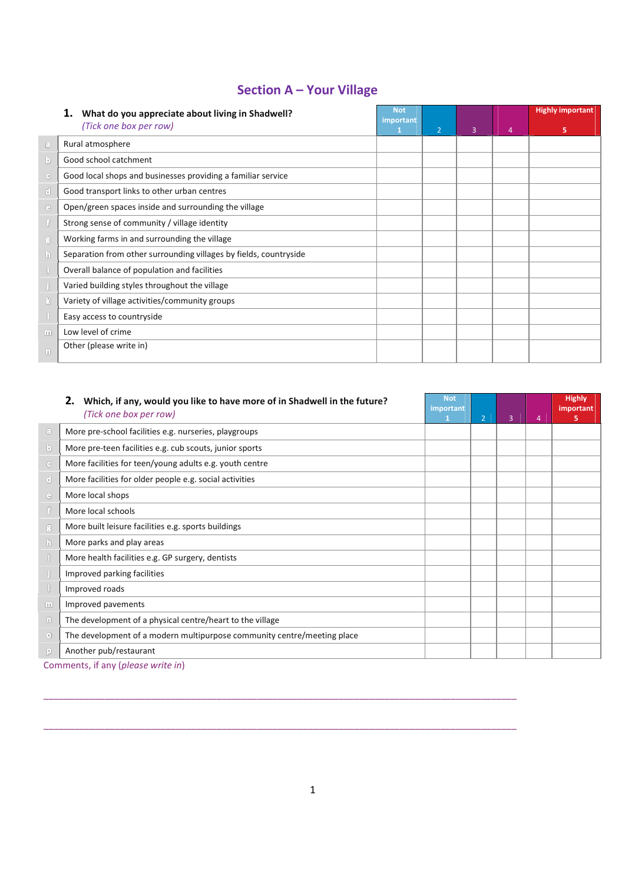## Section A – Your Village

**1. What do you appreciate about living in Shadwell?**
*(Tick one box per row)*

| | | Not important 1 | 2 | 3 | 4 | Highly important 5 |
|---|---|---|---|---|---|---|
| a | Rural atmosphere | | | | | |
| b | Good school catchment | | | | | |
| c | Good local shops and businesses providing a familiar service | | | | | |
| d | Good transport links to other urban centres | | | | | |
| e | Open/green spaces inside and surrounding the village | | | | | |
| f | Strong sense of community / village identity | | | | | |
| g | Working farms in and surrounding the village | | | | | |
| h | Separation from other surrounding villages by fields, countryside | | | | | |
| i | Overall balance of population and facilities | | | | | |
| j | Varied building styles throughout the village | | | | | |
| k | Variety of village activities/community groups | | | | | |
| l | Easy access to countryside | | | | | |
| m | Low level of crime | | | | | |
| n | Other (please write in) | | | | | |

**2. Which, if any, would you like to have more of in Shadwell in the future?**
*(Tick one box per row)*

| | | Not important 1 | 2 | 3 | 4 | Highly important 5 |
|---|---|---|---|---|---|---|
| a | More pre-school facilities e.g. nurseries, playgroups | | | | | |
| b | More pre-teen facilities e.g. cub scouts, junior sports | | | | | |
| c | More facilities for teen/young adults e.g. youth centre | | | | | |
| d | More facilities for older people e.g. social activities | | | | | |
| e | More local shops | | | | | |
| f | More local schools | | | | | |
| g | More built leisure facilities e.g. sports buildings | | | | | |
| h | More parks and play areas | | | | | |
| i | More health facilities e.g. GP surgery, dentists | | | | | |
| j | Improved parking facilities | | | | | |
| l | Improved roads | | | | | |
| m | Improved pavements | | | | | |
| n | The development of a physical centre/heart to the village | | | | | |
| o | The development of a modern multipurpose community centre/meeting place | | | | | |
| p | Another pub/restaurant | | | | | |

Comments, if any (*please write in*)

\_\_\_\_\_\_\_\_\_\_\_\_\_\_\_\_\_\_\_\_\_\_\_\_\_\_\_\_\_\_\_\_\_\_\_\_\_\_\_\_\_\_\_\_\_\_\_\_\_\_\_\_\_\_\_\_\_\_\_\_\_\_\_\_\_\_\_\_\_\_\_\_\_\_\_\_

\_\_\_\_\_\_\_\_\_\_\_\_\_\_\_\_\_\_\_\_\_\_\_\_\_\_\_\_\_\_\_\_\_\_\_\_\_\_\_\_\_\_\_\_\_\_\_\_\_\_\_\_\_\_\_\_\_\_\_\_\_\_\_\_\_\_\_\_\_\_\_\_\_\_\_\_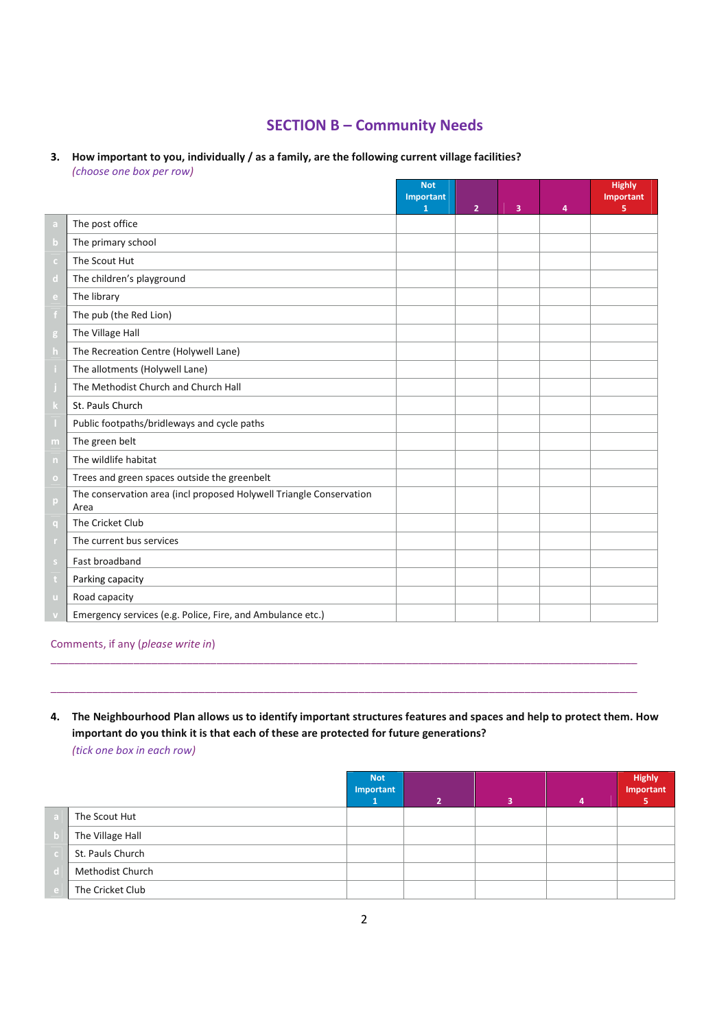## SECTION B – Community Needs

**3. How important to you, individually / as a family, are the following current village facilities?**
*(choose one box per row)*

| | | Not Important 1 | 2 | 3 | 4 | Highly Important 5 |
|---|---|---|---|---|---|---|
| a | The post office | | | | | |
| b | The primary school | | | | | |
| c | The Scout Hut | | | | | |
| d | The children's playground | | | | | |
| e | The library | | | | | |
| f | The pub (the Red Lion) | | | | | |
| g | The Village Hall | | | | | |
| h | The Recreation Centre (Holywell Lane) | | | | | |
| i | The allotments (Holywell Lane) | | | | | |
| j | The Methodist Church and Church Hall | | | | | |
| k | St. Pauls Church | | | | | |
| l | Public footpaths/bridleways and cycle paths | | | | | |
| m | The green belt | | | | | |
| n | The wildlife habitat | | | | | |
| o | Trees and green spaces outside the greenbelt | | | | | |
| p | The conservation area (incl proposed Holywell Triangle Conservation Area | | | | | |
| q | The Cricket Club | | | | | |
| r | The current bus services | | | | | |
| s | Fast broadband | | | | | |
| t | Parking capacity | | | | | |
| u | Road capacity | | | | | |
| v | Emergency services (e.g. Police, Fire, and Ambulance etc.) | | | | | |

Comments, if any (*please write in*)

_______________________________________________________________________________________

_______________________________________________________________________________________

**4. The Neighbourhood Plan allows us to identify important structures features and spaces and help to protect them. How important do you think it is that each of these are protected for future generations?**
*(tick one box in each row)*

| | | Not Important 1 | 2 | 3 | 4 | Highly Important 5 |
|---|---|---|---|---|---|---|
| a | The Scout Hut | | | | | |
| b | The Village Hall | | | | | |
| c | St. Pauls Church | | | | | |
| d | Methodist Church | | | | | |
| e | The Cricket Club | | | | | |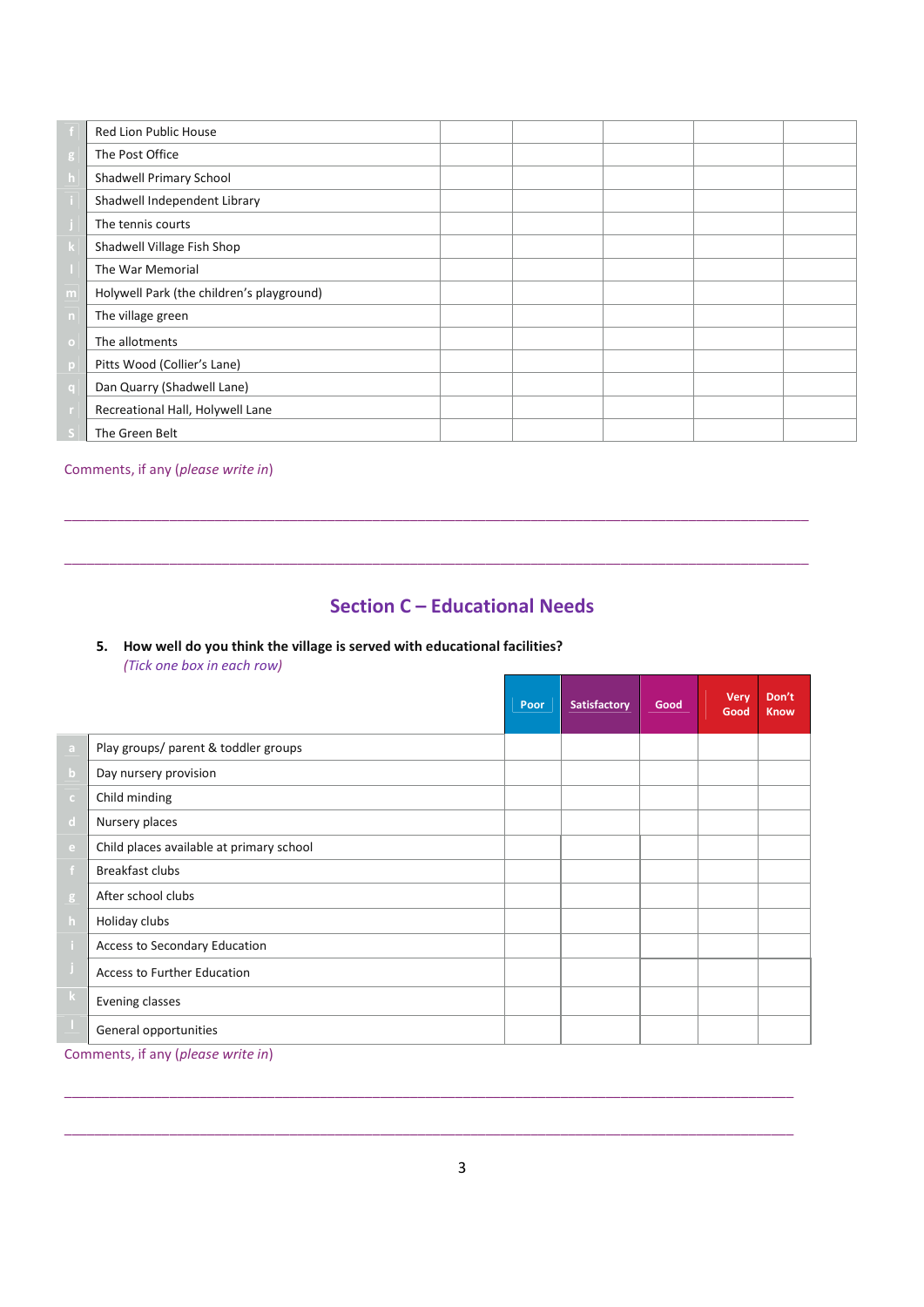| | | | | | | |
|---|---|---|---|---|---|---|
| f | Red Lion Public House | | | | | |
| g | The Post Office | | | | | |
| h | Shadwell Primary School | | | | | |
| i | Shadwell Independent Library | | | | | |
| j | The tennis courts | | | | | |
| k | Shadwell Village Fish Shop | | | | | |
| l | The War Memorial | | | | | |
| m | Holywell Park (the children's playground) | | | | | |
| n | The village green | | | | | |
| o | The allotments | | | | | |
| p | Pitts Wood (Collier's Lane) | | | | | |
| q | Dan Quarry (Shadwell Lane) | | | | | |
| r | Recreational Hall, Holywell Lane | | | | | |
| s | The Green Belt | | | | | |

Comments, if any (*please write in*)

______________________________________________________________________________________

______________________________________________________________________________________

## Section C – Educational Needs

**5. How well do you think the village is served with educational facilities?**
*(Tick one box in each row)*

| | | Poor | Satisfactory | Good | Very Good | Don't Know |
|---|---|---|---|---|---|---|
| a | Play groups/ parent & toddler groups | | | | | |
| b | Day nursery provision | | | | | |
| c | Child minding | | | | | |
| d | Nursery places | | | | | |
| e | Child places available at primary school | | | | | |
| f | Breakfast clubs | | | | | |
| g | After school clubs | | | | | |
| h | Holiday clubs | | | | | |
| i | Access to Secondary Education | | | | | |
| j | Access to Further Education | | | | | |
| k | Evening classes | | | | | |
| l | General opportunities | | | | | |

Comments, if any (*please write in*)

______________________________________________________________________________________

______________________________________________________________________________________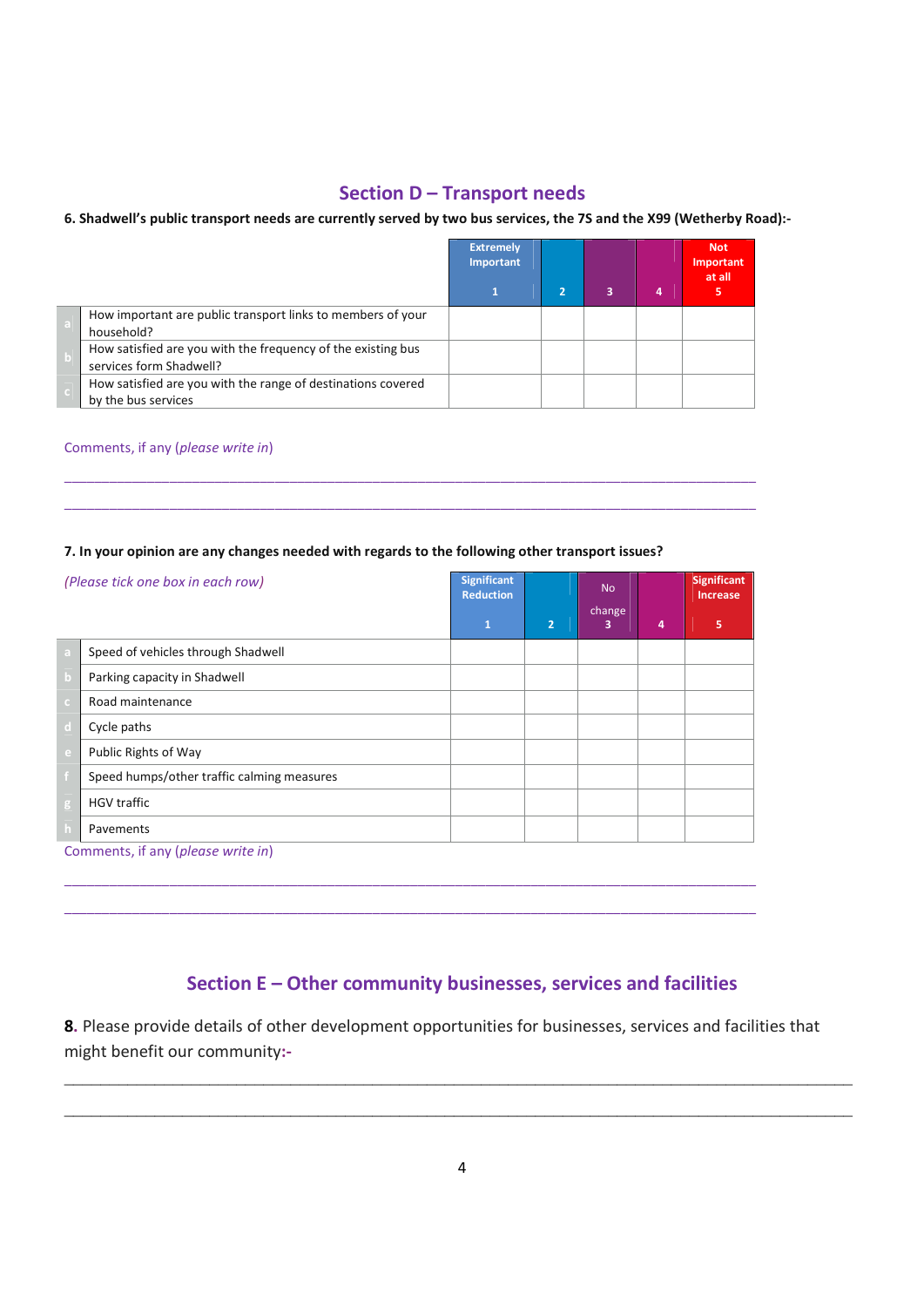## Section D – Transport needs

**6. Shadwell's public transport needs are currently served by two bus services, the 7S and the X99 (Wetherby Road):-**

| | | Extremely Important 1 | 2 | 3 | 4 | Not Important at all 5 |
|---|---|---|---|---|---|---|
| a | How important are public transport links to members of your household? | | | | | |
| b | How satisfied are you with the frequency of the existing bus services form Shadwell? | | | | | |
| c | How satisfied are you with the range of destinations covered by the bus services | | | | | |

Comments, if any (*please write in*)

\_\_\_\_\_\_\_\_\_\_\_\_\_\_\_\_\_\_\_\_\_\_\_\_\_\_\_\_\_\_\_\_\_\_\_\_\_\_\_\_\_\_\_\_\_\_\_\_\_\_\_\_\_\_\_\_\_\_\_\_\_\_\_\_\_\_\_\_\_\_\_\_\_\_\_\_

\_\_\_\_\_\_\_\_\_\_\_\_\_\_\_\_\_\_\_\_\_\_\_\_\_\_\_\_\_\_\_\_\_\_\_\_\_\_\_\_\_\_\_\_\_\_\_\_\_\_\_\_\_\_\_\_\_\_\_\_\_\_\_\_\_\_\_\_\_\_\_\_\_\_\_\_

**7. In your opinion are any changes needed with regards to the following other transport issues?**

*(Please tick one box in each row)*

| | | Significant Reduction 1 | 2 | No change 3 | 4 | Significant Increase 5 |
|---|---|---|---|---|---|---|
| a | Speed of vehicles through Shadwell | | | | | |
| b | Parking capacity in Shadwell | | | | | |
| c | Road maintenance | | | | | |
| d | Cycle paths | | | | | |
| e | Public Rights of Way | | | | | |
| f | Speed humps/other traffic calming measures | | | | | |
| g | HGV traffic | | | | | |
| h | Pavements | | | | | |

Comments, if any (*please write in*)

\_\_\_\_\_\_\_\_\_\_\_\_\_\_\_\_\_\_\_\_\_\_\_\_\_\_\_\_\_\_\_\_\_\_\_\_\_\_\_\_\_\_\_\_\_\_\_\_\_\_\_\_\_\_\_\_\_\_\_\_\_\_\_\_\_\_\_\_\_\_\_\_\_\_\_\_

\_\_\_\_\_\_\_\_\_\_\_\_\_\_\_\_\_\_\_\_\_\_\_\_\_\_\_\_\_\_\_\_\_\_\_\_\_\_\_\_\_\_\_\_\_\_\_\_\_\_\_\_\_\_\_\_\_\_\_\_\_\_\_\_\_\_\_\_\_\_\_\_\_\_\_\_

## Section E – Other community businesses, services and facilities

**8.** Please provide details of other development opportunities for businesses, services and facilities that might benefit our community:-

\_\_\_\_\_\_\_\_\_\_\_\_\_\_\_\_\_\_\_\_\_\_\_\_\_\_\_\_\_\_\_\_\_\_\_\_\_\_\_\_\_\_\_\_\_\_\_\_\_\_\_\_\_\_\_\_\_\_\_\_\_\_\_\_\_\_\_\_\_\_\_\_\_\_\_\_

\_\_\_\_\_\_\_\_\_\_\_\_\_\_\_\_\_\_\_\_\_\_\_\_\_\_\_\_\_\_\_\_\_\_\_\_\_\_\_\_\_\_\_\_\_\_\_\_\_\_\_\_\_\_\_\_\_\_\_\_\_\_\_\_\_\_\_\_\_\_\_\_\_\_\_\_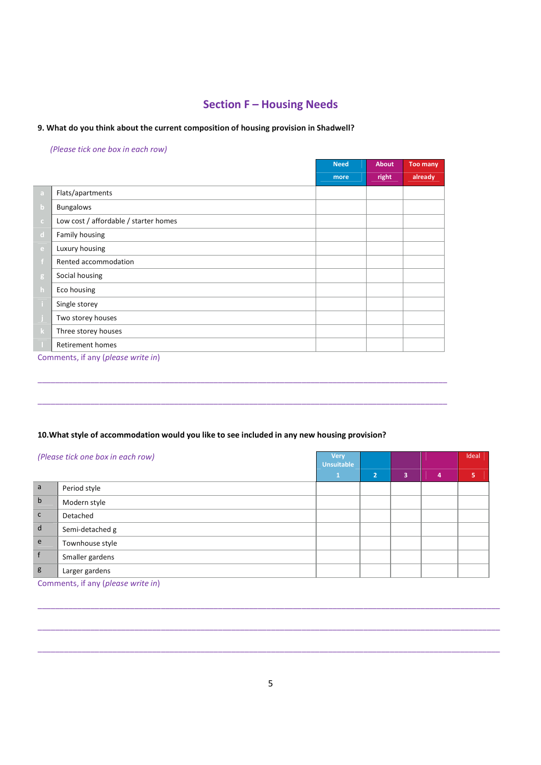## Section F – Housing Needs

**9. What do you think about the current composition of housing provision in Shadwell?**

*(Please tick one box in each row)*

| | | Need more | About right | Too many already |
|---|---|---|---|---|
| a | Flats/apartments | | | |
| b | Bungalows | | | |
| c | Low cost / affordable / starter homes | | | |
| d | Family housing | | | |
| e | Luxury housing | | | |
| f | Rented accommodation | | | |
| g | Social housing | | | |
| h | Eco housing | | | |
| i | Single storey | | | |
| j | Two storey houses | | | |
| k | Three storey houses | | | |
| l | Retirement homes | | | |

Comments, if any (*please write in*)

______________________________________________________________________________

______________________________________________________________________________

**10.What style of accommodation would you like to see included in any new housing provision?**

*(Please tick one box in each row)*

| | | Very Unsuitable 1 | 2 | 3 | 4 | Ideal 5 |
|---|---|---|---|---|---|---|
| a | Period style | | | | | |
| b | Modern style | | | | | |
| c | Detached | | | | | |
| d | Semi-detached g | | | | | |
| e | Townhouse style | | | | | |
| f | Smaller gardens | | | | | |
| g | Larger gardens | | | | | |

Comments, if any (*please write in*)

______________________________________________________________________________

______________________________________________________________________________

______________________________________________________________________________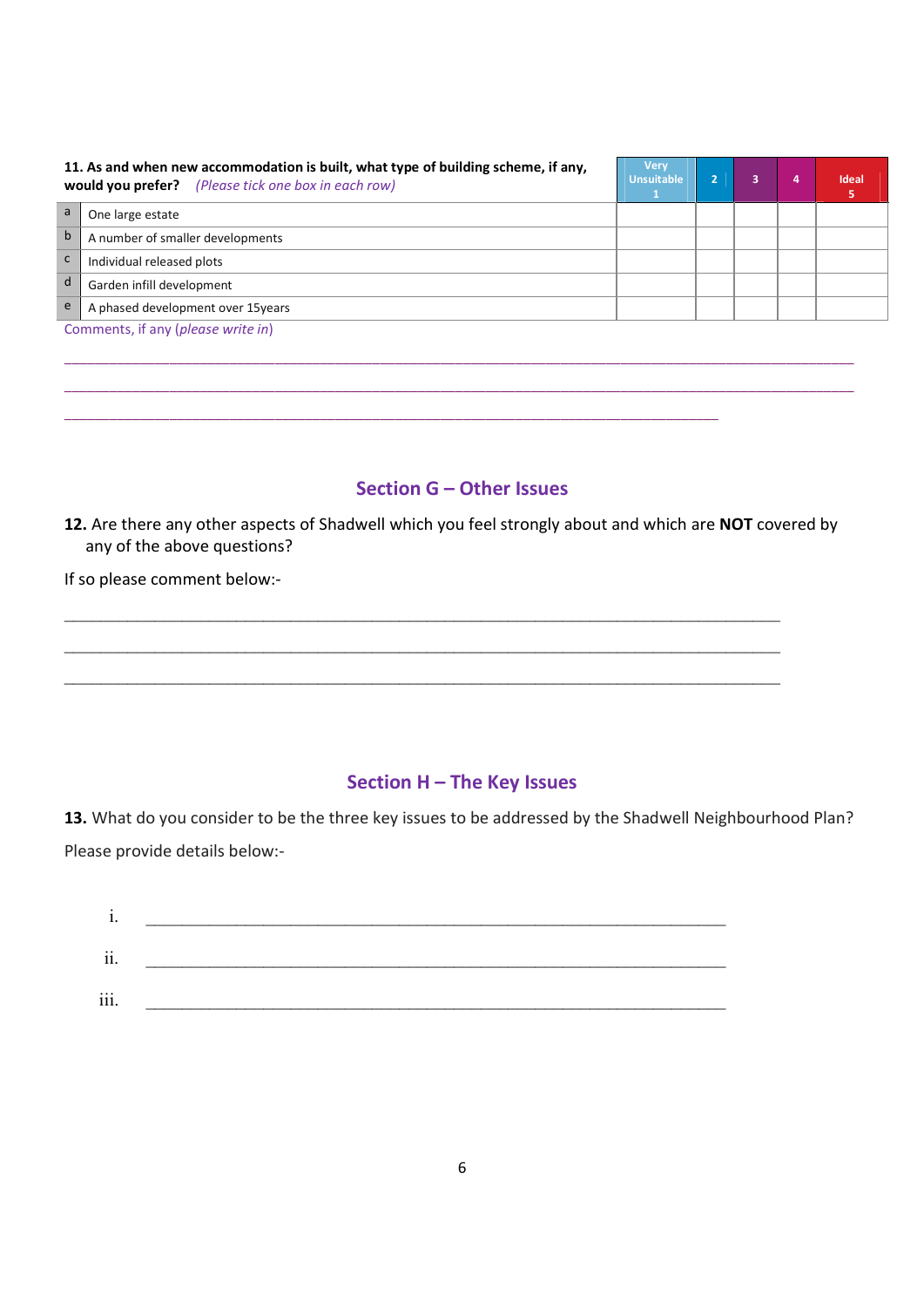**11. As and when new accommodation is built, what type of building scheme, if any, would you prefer?** *(Please tick one box in each row)*

| | | Very Unsuitable 1 | 2 | 3 | 4 | Ideal 5 |
|---|---|---|---|---|---|---|
| a | One large estate | | | | | |
| b | A number of smaller developments | | | | | |
| c | Individual released plots | | | | | |
| d | Garden infill development | | | | | |
| e | A phased development over 15years | | | | | |

Comments, if any (*please write in*)

\_\_\_\_\_\_\_\_\_\_\_\_\_\_\_\_\_\_\_\_\_\_\_\_\_\_\_\_\_\_\_\_\_\_\_\_\_\_\_\_\_\_\_\_\_\_\_\_\_\_\_\_\_\_\_\_\_\_\_\_\_\_\_\_\_\_\_\_\_\_\_\_\_\_\_\_

\_\_\_\_\_\_\_\_\_\_\_\_\_\_\_\_\_\_\_\_\_\_\_\_\_\_\_\_\_\_\_\_\_\_\_\_\_\_\_\_\_\_\_\_\_\_\_\_\_\_\_\_\_\_\_\_\_\_\_\_\_\_\_\_\_\_\_\_\_\_\_\_\_\_\_\_

\_\_\_\_\_\_\_\_\_\_\_\_\_\_\_\_\_\_\_\_\_\_\_\_\_\_\_\_\_\_\_\_\_\_\_\_\_\_\_\_\_\_\_\_\_\_\_\_\_\_\_\_\_\_\_\_\_\_\_\_\_\_\_\_

## Section G – Other Issues

**12.** Are there any other aspects of Shadwell which you feel strongly about and which are **NOT** covered by any of the above questions?

If so please comment below:-

\_\_\_\_\_\_\_\_\_\_\_\_\_\_\_\_\_\_\_\_\_\_\_\_\_\_\_\_\_\_\_\_\_\_\_\_\_\_\_\_\_\_\_\_\_\_\_\_\_\_\_\_\_\_\_\_\_\_\_\_\_\_\_\_\_\_\_\_\_\_

\_\_\_\_\_\_\_\_\_\_\_\_\_\_\_\_\_\_\_\_\_\_\_\_\_\_\_\_\_\_\_\_\_\_\_\_\_\_\_\_\_\_\_\_\_\_\_\_\_\_\_\_\_\_\_\_\_\_\_\_\_\_\_\_\_\_\_\_\_\_

\_\_\_\_\_\_\_\_\_\_\_\_\_\_\_\_\_\_\_\_\_\_\_\_\_\_\_\_\_\_\_\_\_\_\_\_\_\_\_\_\_\_\_\_\_\_\_\_\_\_\_\_\_\_\_\_\_\_\_\_\_\_\_\_\_\_\_\_\_\_

## Section H – The Key Issues

**13.** What do you consider to be the three key issues to be addressed by the Shadwell Neighbourhood Plan?

Please provide details below:-

i. \_\_\_\_\_\_\_\_\_\_\_\_\_\_\_\_\_\_\_\_\_\_\_\_\_\_\_\_\_\_\_\_\_\_\_\_\_\_\_\_\_\_\_\_\_\_\_\_\_\_\_\_\_\_\_\_

ii. \_\_\_\_\_\_\_\_\_\_\_\_\_\_\_\_\_\_\_\_\_\_\_\_\_\_\_\_\_\_\_\_\_\_\_\_\_\_\_\_\_\_\_\_\_\_\_\_\_\_\_\_\_\_\_\_

iii. \_\_\_\_\_\_\_\_\_\_\_\_\_\_\_\_\_\_\_\_\_\_\_\_\_\_\_\_\_\_\_\_\_\_\_\_\_\_\_\_\_\_\_\_\_\_\_\_\_\_\_\_\_\_\_\_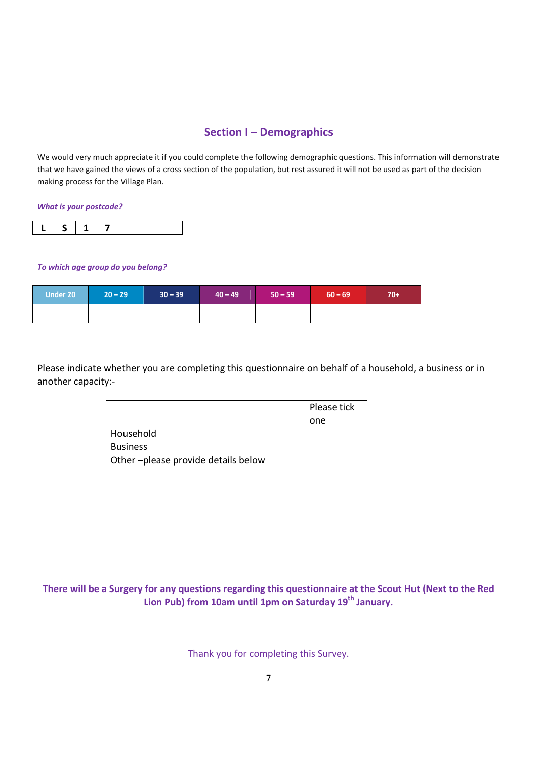## Section I – Demographics

We would very much appreciate it if you could complete the following demographic questions. This information will demonstrate that we have gained the views of a cross section of the population, but rest assured it will not be used as part of the decision making process for the Village Plan.

***What is your postcode?***

| | | | | | | |
|---|---|---|---|---|---|---|
| L | S | 1 | 7 | | | |

***To which age group do you belong?***

| Under 20 | 20 – 29 | 30 – 39 | 40 – 49 | 50 – 59 | 60 – 69 | 70+ |
|---|---|---|---|---|---|---|
| | | | | | | |

Please indicate whether you are completing this questionnaire on behalf of a household, a business or in another capacity:-

| | Please tick one |
|---|---|
| Household | |
| Business | |
| Other –please provide details below | |

**There will be a Surgery for any questions regarding this questionnaire at the Scout Hut (Next to the Red Lion Pub) from 10am until 1pm on Saturday 19th January.**

Thank you for completing this Survey.